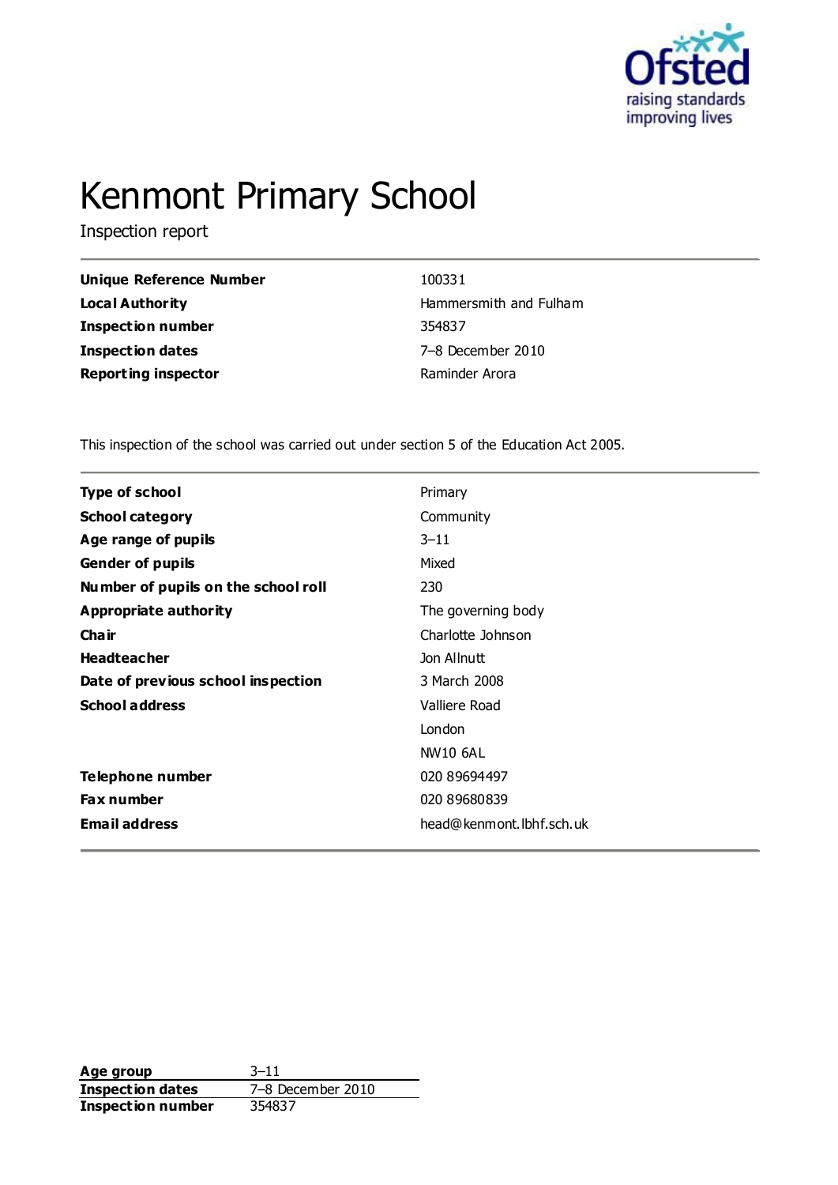# Kenmont Primary School

Inspection report

| | |
|---|---|
| **Unique Reference Number** | 100331 |
| **Local Authority** | Hammersmith and Fulham |
| **Inspection number** | 354837 |
| **Inspection dates** | 7–8 December 2010 |
| **Reporting inspector** | Raminder Arora |

This inspection of the school was carried out under section 5 of the Education Act 2005.

| | |
|---|---|
| **Type of school** | Primary |
| **School category** | Community |
| **Age range of pupils** | 3–11 |
| **Gender of pupils** | Mixed |
| **Number of pupils on the school roll** | 230 |
| **Appropriate authority** | The governing body |
| **Chair** | Charlotte Johnson |
| **Headteacher** | Jon Allnutt |
| **Date of previous school inspection** | 3 March 2008 |
| **School address** | Valliere Road |
| | London |
| | NW10 6AL |
| **Telephone number** | 020 89694497 |
| **Fax number** | 020 89680839 |
| **Email address** | head@kenmont.lbhf.sch.uk |

| | |
|---|---|
| **Age group** | 3–11 |
| **Inspection dates** | 7–8 December 2010 |
| **Inspection number** | 354837 |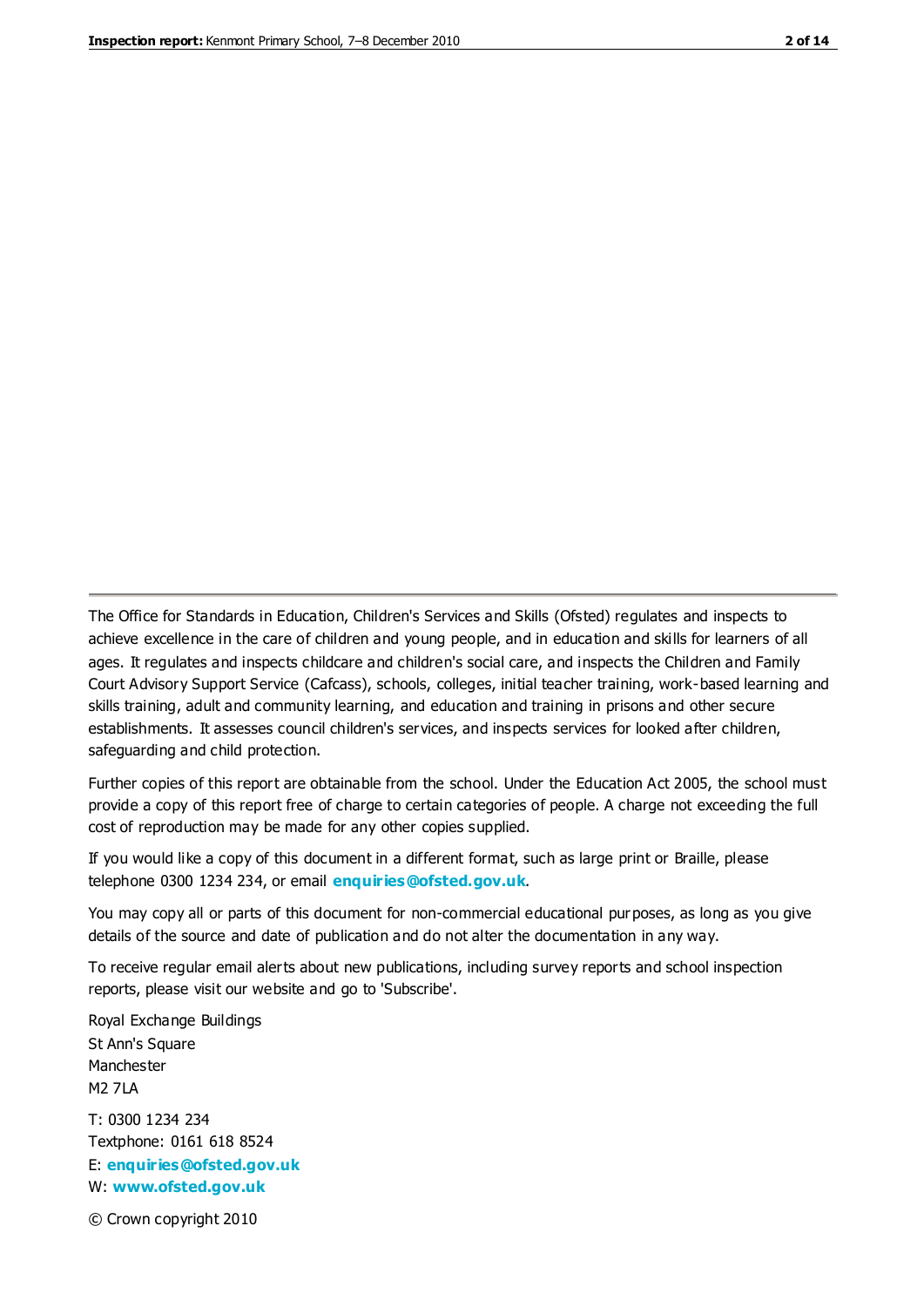The Office for Standards in Education, Children's Services and Skills (Ofsted) regulates and inspects to achieve excellence in the care of children and young people, and in education and skills for learners of all ages. It regulates and inspects childcare and children's social care, and inspects the Children and Family Court Advisory Support Service (Cafcass), schools, colleges, initial teacher training, work-based learning and skills training, adult and community learning, and education and training in prisons and other secure establishments. It assesses council children's services, and inspects services for looked after children, safeguarding and child protection.

Further copies of this report are obtainable from the school. Under the Education Act 2005, the school must provide a copy of this report free of charge to certain categories of people. A charge not exceeding the full cost of reproduction may be made for any other copies supplied.

If you would like a copy of this document in a different format, such as large print or Braille, please telephone 0300 1234 234, or email **enquiries@ofsted.gov.uk**.

You may copy all or parts of this document for non-commercial educational purposes, as long as you give details of the source and date of publication and do not alter the documentation in any way.

To receive regular email alerts about new publications, including survey reports and school inspection reports, please visit our website and go to 'Subscribe'.

Royal Exchange Buildings
St Ann's Square
Manchester
M2 7LA

T: 0300 1234 234
Textphone: 0161 618 8524
E: **enquiries@ofsted.gov.uk**
W: **www.ofsted.gov.uk**

© Crown copyright 2010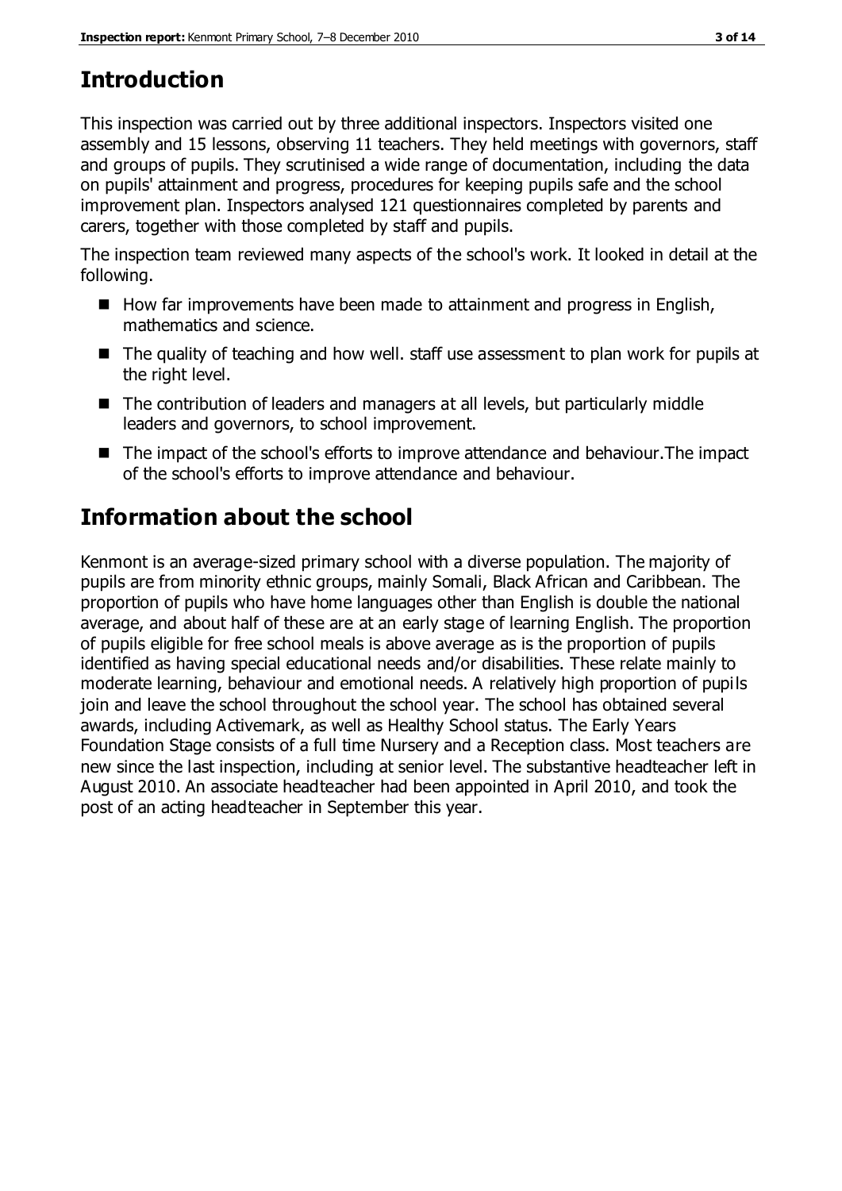## Introduction

This inspection was carried out by three additional inspectors. Inspectors visited one assembly and 15 lessons, observing 11 teachers. They held meetings with governors, staff and groups of pupils. They scrutinised a wide range of documentation, including the data on pupils' attainment and progress, procedures for keeping pupils safe and the school improvement plan. Inspectors analysed 121 questionnaires completed by parents and carers, together with those completed by staff and pupils.

The inspection team reviewed many aspects of the school's work. It looked in detail at the following.

- How far improvements have been made to attainment and progress in English, mathematics and science.
- The quality of teaching and how well. staff use assessment to plan work for pupils at the right level.
- The contribution of leaders and managers at all levels, but particularly middle leaders and governors, to school improvement.
- The impact of the school's efforts to improve attendance and behaviour.The impact of the school's efforts to improve attendance and behaviour.

## Information about the school

Kenmont is an average-sized primary school with a diverse population. The majority of pupils are from minority ethnic groups, mainly Somali, Black African and Caribbean. The proportion of pupils who have home languages other than English is double the national average, and about half of these are at an early stage of learning English. The proportion of pupils eligible for free school meals is above average as is the proportion of pupils identified as having special educational needs and/or disabilities. These relate mainly to moderate learning, behaviour and emotional needs. A relatively high proportion of pupils join and leave the school throughout the school year. The school has obtained several awards, including Activemark, as well as Healthy School status. The Early Years Foundation Stage consists of a full time Nursery and a Reception class. Most teachers are new since the last inspection, including at senior level. The substantive headteacher left in August 2010. An associate headteacher had been appointed in April 2010, and took the post of an acting headteacher in September this year.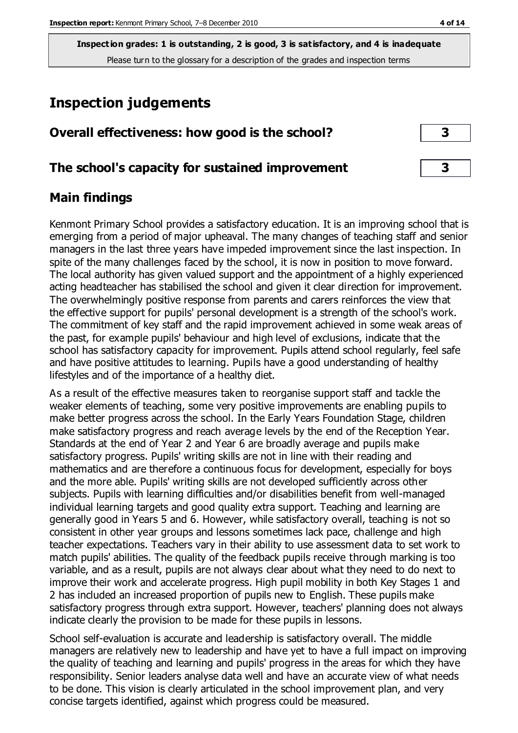**Inspection grades: 1 is outstanding, 2 is good, 3 is satisfactory, and 4 is inadequate**
Please turn to the glossary for a description of the grades and inspection terms

## Inspection judgements

| | |
|---|---|
| **Overall effectiveness: how good is the school?** | **3** |
| **The school's capacity for sustained improvement** | **3** |

## Main findings

Kenmont Primary School provides a satisfactory education. It is an improving school that is emerging from a period of major upheaval. The many changes of teaching staff and senior managers in the last three years have impeded improvement since the last inspection. In spite of the many challenges faced by the school, it is now in position to move forward. The local authority has given valued support and the appointment of a highly experienced acting headteacher has stabilised the school and given it clear direction for improvement. The overwhelmingly positive response from parents and carers reinforces the view that the effective support for pupils' personal development is a strength of the school's work. The commitment of key staff and the rapid improvement achieved in some weak areas of the past, for example pupils' behaviour and high level of exclusions, indicate that the school has satisfactory capacity for improvement. Pupils attend school regularly, feel safe and have positive attitudes to learning. Pupils have a good understanding of healthy lifestyles and of the importance of a healthy diet.

As a result of the effective measures taken to reorganise support staff and tackle the weaker elements of teaching, some very positive improvements are enabling pupils to make better progress across the school. In the Early Years Foundation Stage, children make satisfactory progress and reach average levels by the end of the Reception Year. Standards at the end of Year 2 and Year 6 are broadly average and pupils make satisfactory progress. Pupils' writing skills are not in line with their reading and mathematics and are therefore a continuous focus for development, especially for boys and the more able. Pupils' writing skills are not developed sufficiently across other subjects. Pupils with learning difficulties and/or disabilities benefit from well-managed individual learning targets and good quality extra support. Teaching and learning are generally good in Years 5 and 6. However, while satisfactory overall, teaching is not so consistent in other year groups and lessons sometimes lack pace, challenge and high teacher expectations. Teachers vary in their ability to use assessment data to set work to match pupils' abilities. The quality of the feedback pupils receive through marking is too variable, and as a result, pupils are not always clear about what they need to do next to improve their work and accelerate progress. High pupil mobility in both Key Stages 1 and 2 has included an increased proportion of pupils new to English. These pupils make satisfactory progress through extra support. However, teachers' planning does not always indicate clearly the provision to be made for these pupils in lessons.

School self-evaluation is accurate and leadership is satisfactory overall. The middle managers are relatively new to leadership and have yet to have a full impact on improving the quality of teaching and learning and pupils' progress in the areas for which they have responsibility. Senior leaders analyse data well and have an accurate view of what needs to be done. This vision is clearly articulated in the school improvement plan, and very concise targets identified, against which progress could be measured.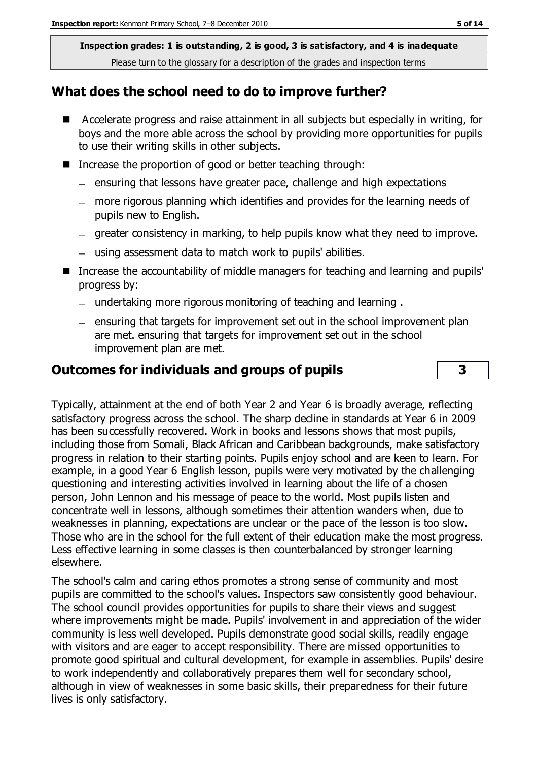**Inspection grades: 1 is outstanding, 2 is good, 3 is satisfactory, and 4 is inadequate**
Please turn to the glossary for a description of the grades and inspection terms

## What does the school need to do to improve further?

- Accelerate progress and raise attainment in all subjects but especially in writing, for boys and the more able across the school by providing more opportunities for pupils to use their writing skills in other subjects.
- Increase the proportion of good or better teaching through:
  - ensuring that lessons have greater pace, challenge and high expectations
  - more rigorous planning which identifies and provides for the learning needs of pupils new to English.
  - greater consistency in marking, to help pupils know what they need to improve.
  - using assessment data to match work to pupils' abilities.
- Increase the accountability of middle managers for teaching and learning and pupils' progress by:
  - undertaking more rigorous monitoring of teaching and learning .
  - ensuring that targets for improvement set out in the school improvement plan are met. ensuring that targets for improvement set out in the school improvement plan are met.

## Outcomes for individuals and groups of pupils — 3

Typically, attainment at the end of both Year 2 and Year 6 is broadly average, reflecting satisfactory progress across the school. The sharp decline in standards at Year 6 in 2009 has been successfully recovered. Work in books and lessons shows that most pupils, including those from Somali, Black African and Caribbean backgrounds, make satisfactory progress in relation to their starting points. Pupils enjoy school and are keen to learn. For example, in a good Year 6 English lesson, pupils were very motivated by the challenging questioning and interesting activities involved in learning about the life of a chosen person, John Lennon and his message of peace to the world. Most pupils listen and concentrate well in lessons, although sometimes their attention wanders when, due to weaknesses in planning, expectations are unclear or the pace of the lesson is too slow. Those who are in the school for the full extent of their education make the most progress. Less effective learning in some classes is then counterbalanced by stronger learning elsewhere.

The school's calm and caring ethos promotes a strong sense of community and most pupils are committed to the school's values. Inspectors saw consistently good behaviour. The school council provides opportunities for pupils to share their views and suggest where improvements might be made. Pupils' involvement in and appreciation of the wider community is less well developed. Pupils demonstrate good social skills, readily engage with visitors and are eager to accept responsibility. There are missed opportunities to promote good spiritual and cultural development, for example in assemblies. Pupils' desire to work independently and collaboratively prepares them well for secondary school, although in view of weaknesses in some basic skills, their preparedness for their future lives is only satisfactory.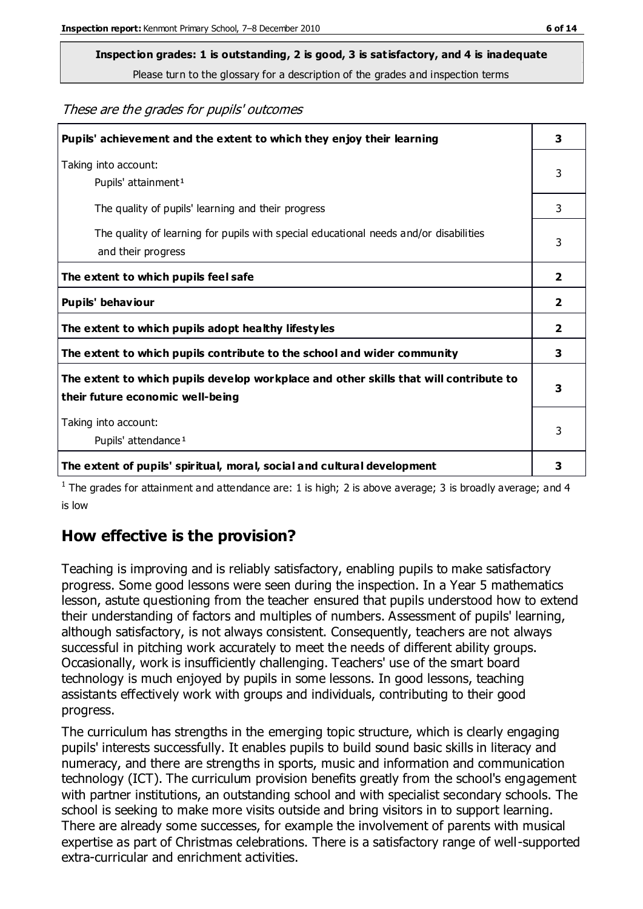**Inspection grades: 1 is outstanding, 2 is good, 3 is satisfactory, and 4 is inadequate**

Please turn to the glossary for a description of the grades and inspection terms

*These are the grades for pupils' outcomes*

| | |
|---|---|
| **Pupils' achievement and the extent to which they enjoy their learning** | **3** |
| Taking into account: Pupils' attainment[1] | 3 |
| The quality of pupils' learning and their progress | 3 |
| The quality of learning for pupils with special educational needs and/or disabilities and their progress | 3 |
| **The extent to which pupils feel safe** | **2** |
| **Pupils' behaviour** | **2** |
| **The extent to which pupils adopt healthy lifestyles** | **2** |
| **The extent to which pupils contribute to the school and wider community** | **3** |
| **The extent to which pupils develop workplace and other skills that will contribute to their future economic well-being** | **3** |
| Taking into account: Pupils' attendance[1] | 3 |
| **The extent of pupils' spiritual, moral, social and cultural development** | **3** |

[1] The grades for attainment and attendance are: 1 is high; 2 is above average; 3 is broadly average; and 4 is low

## How effective is the provision?

Teaching is improving and is reliably satisfactory, enabling pupils to make satisfactory progress. Some good lessons were seen during the inspection. In a Year 5 mathematics lesson, astute questioning from the teacher ensured that pupils understood how to extend their understanding of factors and multiples of numbers. Assessment of pupils' learning, although satisfactory, is not always consistent. Consequently, teachers are not always successful in pitching work accurately to meet the needs of different ability groups. Occasionally, work is insufficiently challenging. Teachers' use of the smart board technology is much enjoyed by pupils in some lessons. In good lessons, teaching assistants effectively work with groups and individuals, contributing to their good progress.

The curriculum has strengths in the emerging topic structure, which is clearly engaging pupils' interests successfully. It enables pupils to build sound basic skills in literacy and numeracy, and there are strengths in sports, music and information and communication technology (ICT). The curriculum provision benefits greatly from the school's engagement with partner institutions, an outstanding school and with specialist secondary schools. The school is seeking to make more visits outside and bring visitors in to support learning. There are already some successes, for example the involvement of parents with musical expertise as part of Christmas celebrations. There is a satisfactory range of well-supported extra-curricular and enrichment activities.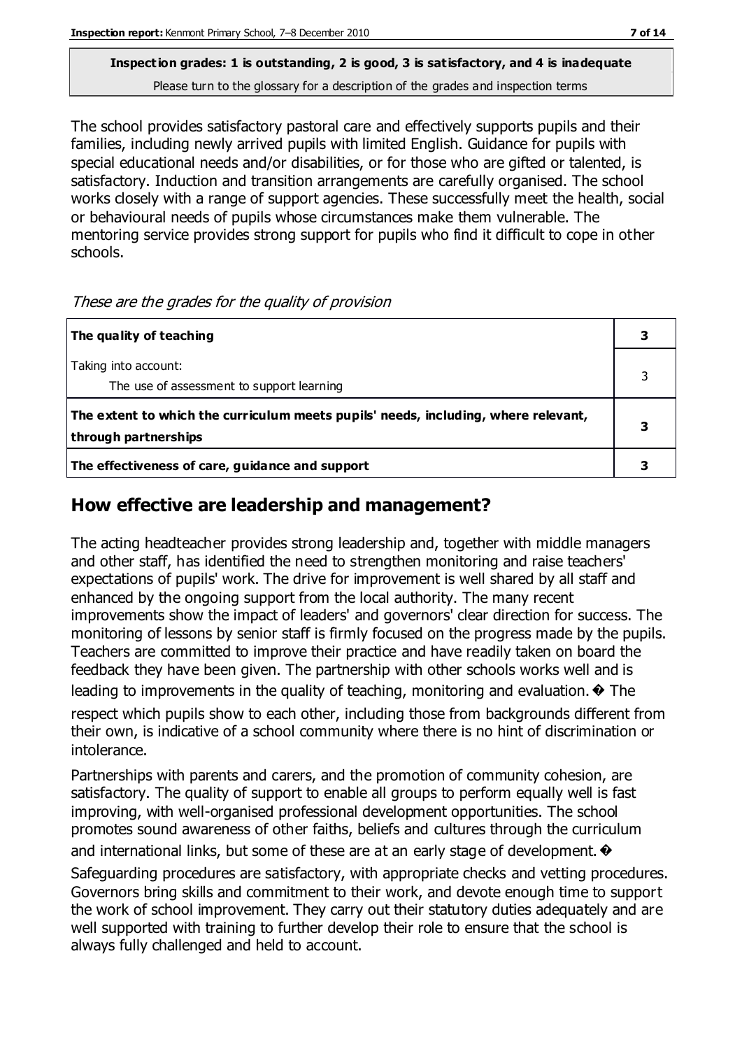**Inspection grades: 1 is outstanding, 2 is good, 3 is satisfactory, and 4 is inadequate**
Please turn to the glossary for a description of the grades and inspection terms

The school provides satisfactory pastoral care and effectively supports pupils and their families, including newly arrived pupils with limited English. Guidance for pupils with special educational needs and/or disabilities, or for those who are gifted or talented, is satisfactory. Induction and transition arrangements are carefully organised. The school works closely with a range of support agencies. These successfully meet the health, social or behavioural needs of pupils whose circumstances make them vulnerable. The mentoring service provides strong support for pupils who find it difficult to cope in other schools.

*These are the grades for the quality of provision*

| | |
|---|---|
| **The quality of teaching** | **3** |
| Taking into account:<br>The use of assessment to support learning | 3 |
| **The extent to which the curriculum meets pupils' needs, including, where relevant, through partnerships** | **3** |
| **The effectiveness of care, guidance and support** | **3** |

## How effective are leadership and management?

The acting headteacher provides strong leadership and, together with middle managers and other staff, has identified the need to strengthen monitoring and raise teachers' expectations of pupils' work. The drive for improvement is well shared by all staff and enhanced by the ongoing support from the local authority. The many recent improvements show the impact of leaders' and governors' clear direction for success. The monitoring of lessons by senior staff is firmly focused on the progress made by the pupils. Teachers are committed to improve their practice and have readily taken on board the feedback they have been given. The partnership with other schools works well and is leading to improvements in the quality of teaching, monitoring and evaluation. � The respect which pupils show to each other, including those from backgrounds different from their own, is indicative of a school community where there is no hint of discrimination or intolerance.

Partnerships with parents and carers, and the promotion of community cohesion, are satisfactory. The quality of support to enable all groups to perform equally well is fast improving, with well-organised professional development opportunities. The school promotes sound awareness of other faiths, beliefs and cultures through the curriculum and international links, but some of these are at an early stage of development. �
Safeguarding procedures are satisfactory, with appropriate checks and vetting procedures. Governors bring skills and commitment to their work, and devote enough time to support the work of school improvement. They carry out their statutory duties adequately and are well supported with training to further develop their role to ensure that the school is always fully challenged and held to account.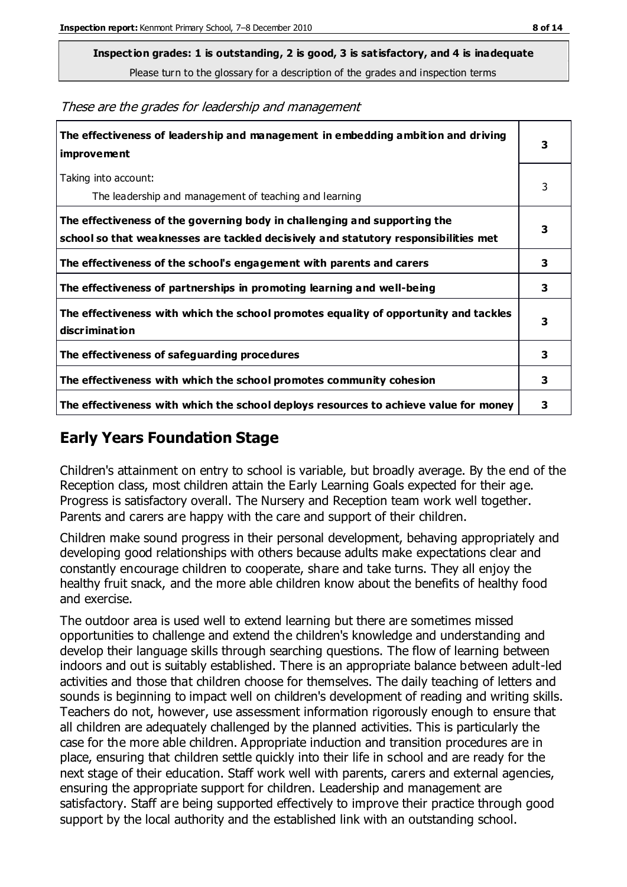**Inspection grades: 1 is outstanding, 2 is good, 3 is satisfactory, and 4 is inadequate**
Please turn to the glossary for a description of the grades and inspection terms

*These are the grades for leadership and management*

| | |
|---|---|
| **The effectiveness of leadership and management in embedding ambition and driving improvement** | **3** |
| Taking into account:<br>The leadership and management of teaching and learning | 3 |
| **The effectiveness of the governing body in challenging and supporting the school so that weaknesses are tackled decisively and statutory responsibilities met** | **3** |
| **The effectiveness of the school's engagement with parents and carers** | **3** |
| **The effectiveness of partnerships in promoting learning and well-being** | **3** |
| **The effectiveness with which the school promotes equality of opportunity and tackles discrimination** | **3** |
| **The effectiveness of safeguarding procedures** | **3** |
| **The effectiveness with which the school promotes community cohesion** | **3** |
| **The effectiveness with which the school deploys resources to achieve value for money** | **3** |

## Early Years Foundation Stage

Children's attainment on entry to school is variable, but broadly average. By the end of the Reception class, most children attain the Early Learning Goals expected for their age. Progress is satisfactory overall. The Nursery and Reception team work well together. Parents and carers are happy with the care and support of their children.

Children make sound progress in their personal development, behaving appropriately and developing good relationships with others because adults make expectations clear and constantly encourage children to cooperate, share and take turns. They all enjoy the healthy fruit snack, and the more able children know about the benefits of healthy food and exercise.

The outdoor area is used well to extend learning but there are sometimes missed opportunities to challenge and extend the children's knowledge and understanding and develop their language skills through searching questions. The flow of learning between indoors and out is suitably established. There is an appropriate balance between adult-led activities and those that children choose for themselves. The daily teaching of letters and sounds is beginning to impact well on children's development of reading and writing skills. Teachers do not, however, use assessment information rigorously enough to ensure that all children are adequately challenged by the planned activities. This is particularly the case for the more able children. Appropriate induction and transition procedures are in place, ensuring that children settle quickly into their life in school and are ready for the next stage of their education. Staff work well with parents, carers and external agencies, ensuring the appropriate support for children. Leadership and management are satisfactory. Staff are being supported effectively to improve their practice through good support by the local authority and the established link with an outstanding school.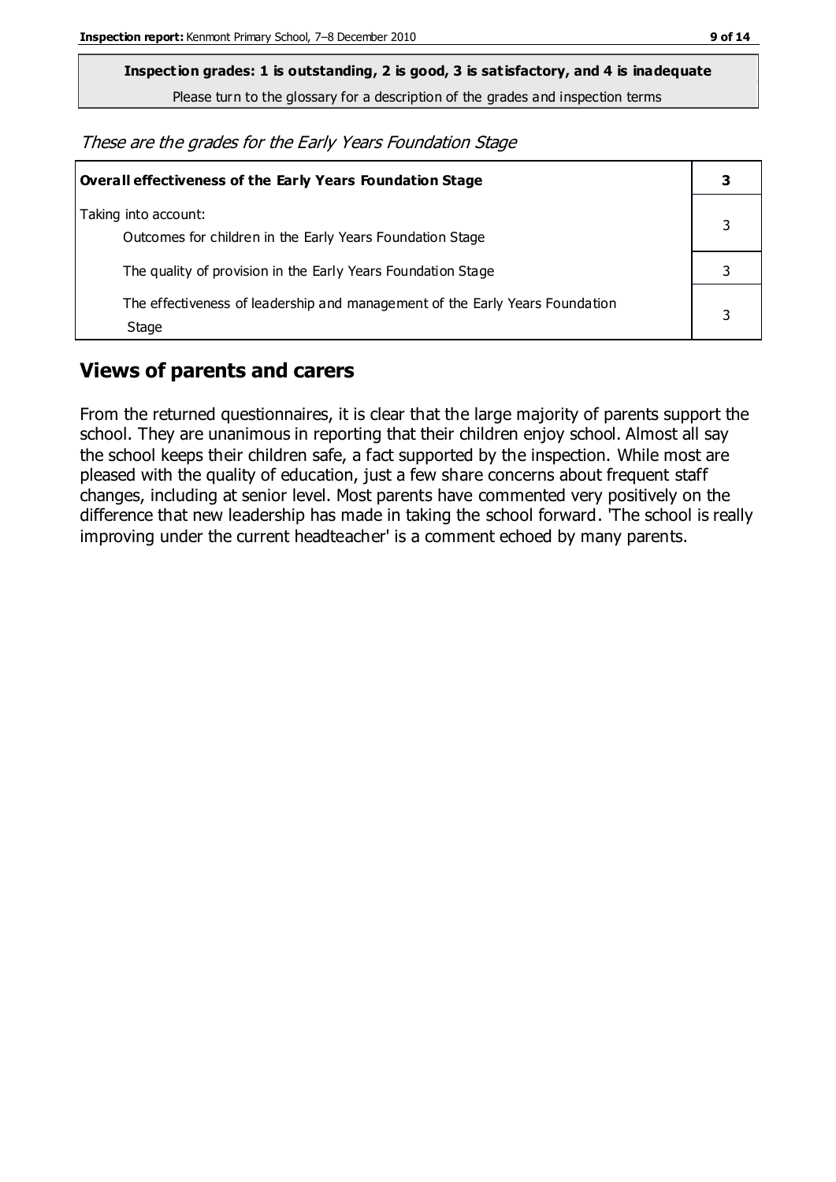**Inspection grades: 1 is outstanding, 2 is good, 3 is satisfactory, and 4 is inadequate**
Please turn to the glossary for a description of the grades and inspection terms

*These are the grades for the Early Years Foundation Stage*

| **Overall effectiveness of the Early Years Foundation Stage** | **3** |
|---|---|
| Taking into account: Outcomes for children in the Early Years Foundation Stage | 3 |
| The quality of provision in the Early Years Foundation Stage | 3 |
| The effectiveness of leadership and management of the Early Years Foundation Stage | 3 |

## Views of parents and carers

From the returned questionnaires, it is clear that the large majority of parents support the school. They are unanimous in reporting that their children enjoy school. Almost all say the school keeps their children safe, a fact supported by the inspection. While most are pleased with the quality of education, just a few share concerns about frequent staff changes, including at senior level. Most parents have commented very positively on the difference that new leadership has made in taking the school forward. 'The school is really improving under the current headteacher' is a comment echoed by many parents.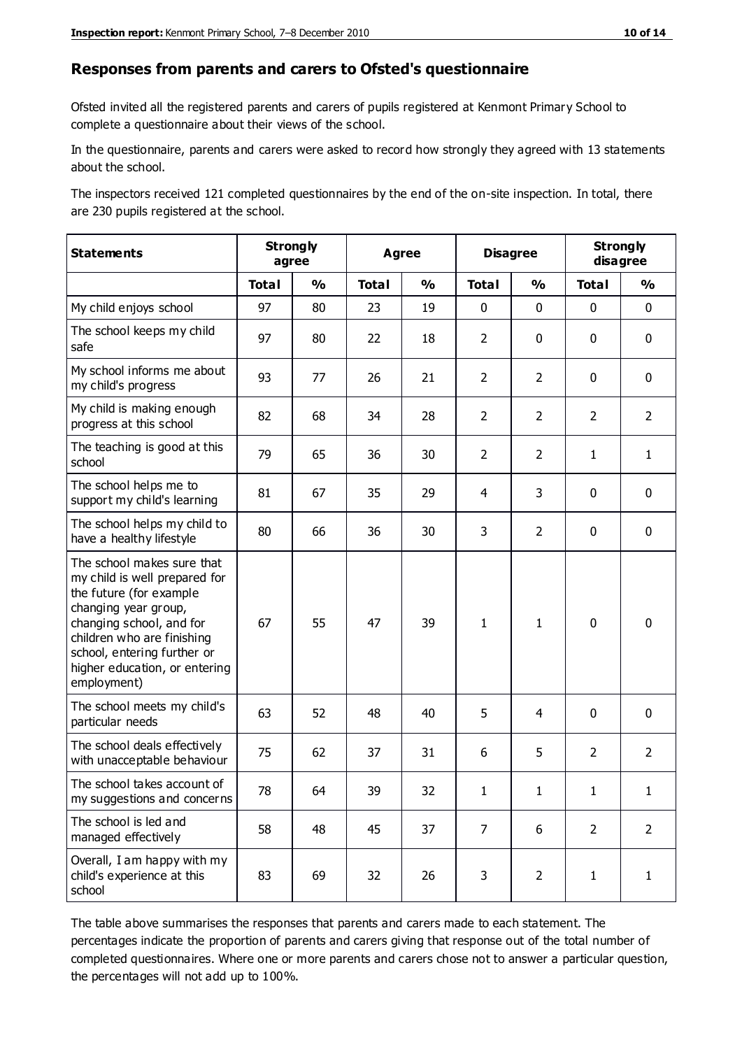## Responses from parents and carers to Ofsted's questionnaire

Ofsted invited all the registered parents and carers of pupils registered at Kenmont Primary School to complete a questionnaire about their views of the school.

In the questionnaire, parents and carers were asked to record how strongly they agreed with 13 statements about the school.

The inspectors received 121 completed questionnaires by the end of the on-site inspection. In total, there are 230 pupils registered at the school.

| Statements | Strongly agree | | Agree | | Disagree | | Strongly disagree | |
|---|---|---|---|---|---|---|---|---|
| | Total | % | Total | % | Total | % | Total | % |
| My child enjoys school | 97 | 80 | 23 | 19 | 0 | 0 | 0 | 0 |
| The school keeps my child safe | 97 | 80 | 22 | 18 | 2 | 0 | 0 | 0 |
| My school informs me about my child's progress | 93 | 77 | 26 | 21 | 2 | 2 | 0 | 0 |
| My child is making enough progress at this school | 82 | 68 | 34 | 28 | 2 | 2 | 2 | 2 |
| The teaching is good at this school | 79 | 65 | 36 | 30 | 2 | 2 | 1 | 1 |
| The school helps me to support my child's learning | 81 | 67 | 35 | 29 | 4 | 3 | 0 | 0 |
| The school helps my child to have a healthy lifestyle | 80 | 66 | 36 | 30 | 3 | 2 | 0 | 0 |
| The school makes sure that my child is well prepared for the future (for example changing year group, changing school, and for children who are finishing school, entering further or higher education, or entering employment) | 67 | 55 | 47 | 39 | 1 | 1 | 0 | 0 |
| The school meets my child's particular needs | 63 | 52 | 48 | 40 | 5 | 4 | 0 | 0 |
| The school deals effectively with unacceptable behaviour | 75 | 62 | 37 | 31 | 6 | 5 | 2 | 2 |
| The school takes account of my suggestions and concerns | 78 | 64 | 39 | 32 | 1 | 1 | 1 | 1 |
| The school is led and managed effectively | 58 | 48 | 45 | 37 | 7 | 6 | 2 | 2 |
| Overall, I am happy with my child's experience at this school | 83 | 69 | 32 | 26 | 3 | 2 | 1 | 1 |

The table above summarises the responses that parents and carers made to each statement. The percentages indicate the proportion of parents and carers giving that response out of the total number of completed questionnaires. Where one or more parents and carers chose not to answer a particular question, the percentages will not add up to 100%.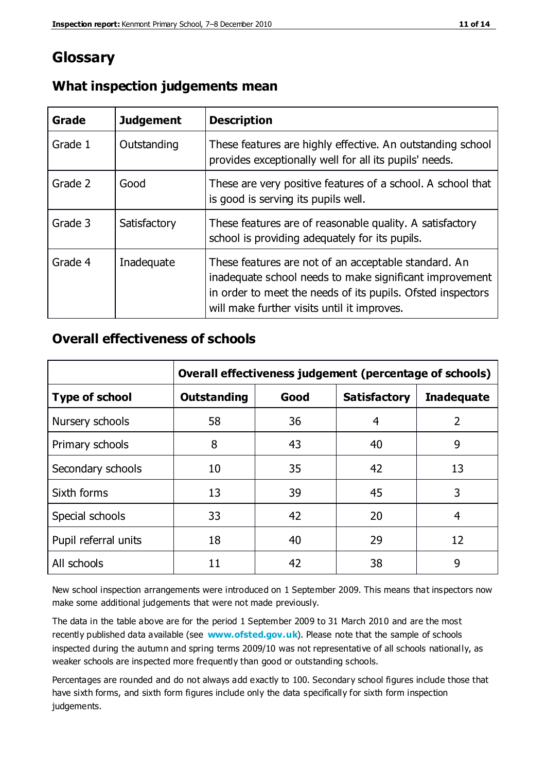# Glossary

## What inspection judgements mean

| Grade | Judgement | Description |
|---|---|---|
| Grade 1 | Outstanding | These features are highly effective. An outstanding school provides exceptionally well for all its pupils' needs. |
| Grade 2 | Good | These are very positive features of a school. A school that is good is serving its pupils well. |
| Grade 3 | Satisfactory | These features are of reasonable quality. A satisfactory school is providing adequately for its pupils. |
| Grade 4 | Inadequate | These features are not of an acceptable standard. An inadequate school needs to make significant improvement in order to meet the needs of its pupils. Ofsted inspectors will make further visits until it improves. |

## Overall effectiveness of schools

| | **Overall effectiveness judgement (percentage of schools)** | | | |
|---|---|---|---|---|
| **Type of school** | **Outstanding** | **Good** | **Satisfactory** | **Inadequate** |
| Nursery schools | 58 | 36 | 4 | 2 |
| Primary schools | 8 | 43 | 40 | 9 |
| Secondary schools | 10 | 35 | 42 | 13 |
| Sixth forms | 13 | 39 | 45 | 3 |
| Special schools | 33 | 42 | 20 | 4 |
| Pupil referral units | 18 | 40 | 29 | 12 |
| All schools | 11 | 42 | 38 | 9 |

New school inspection arrangements were introduced on 1 September 2009. This means that inspectors now make some additional judgements that were not made previously.

The data in the table above are for the period 1 September 2009 to 31 March 2010 and are the most recently published data available (see **www.ofsted.gov.uk**). Please note that the sample of schools inspected during the autumn and spring terms 2009/10 was not representative of all schools nationally, as weaker schools are inspected more frequently than good or outstanding schools.

Percentages are rounded and do not always add exactly to 100. Secondary school figures include those that have sixth forms, and sixth form figures include only the data specifically for sixth form inspection judgements.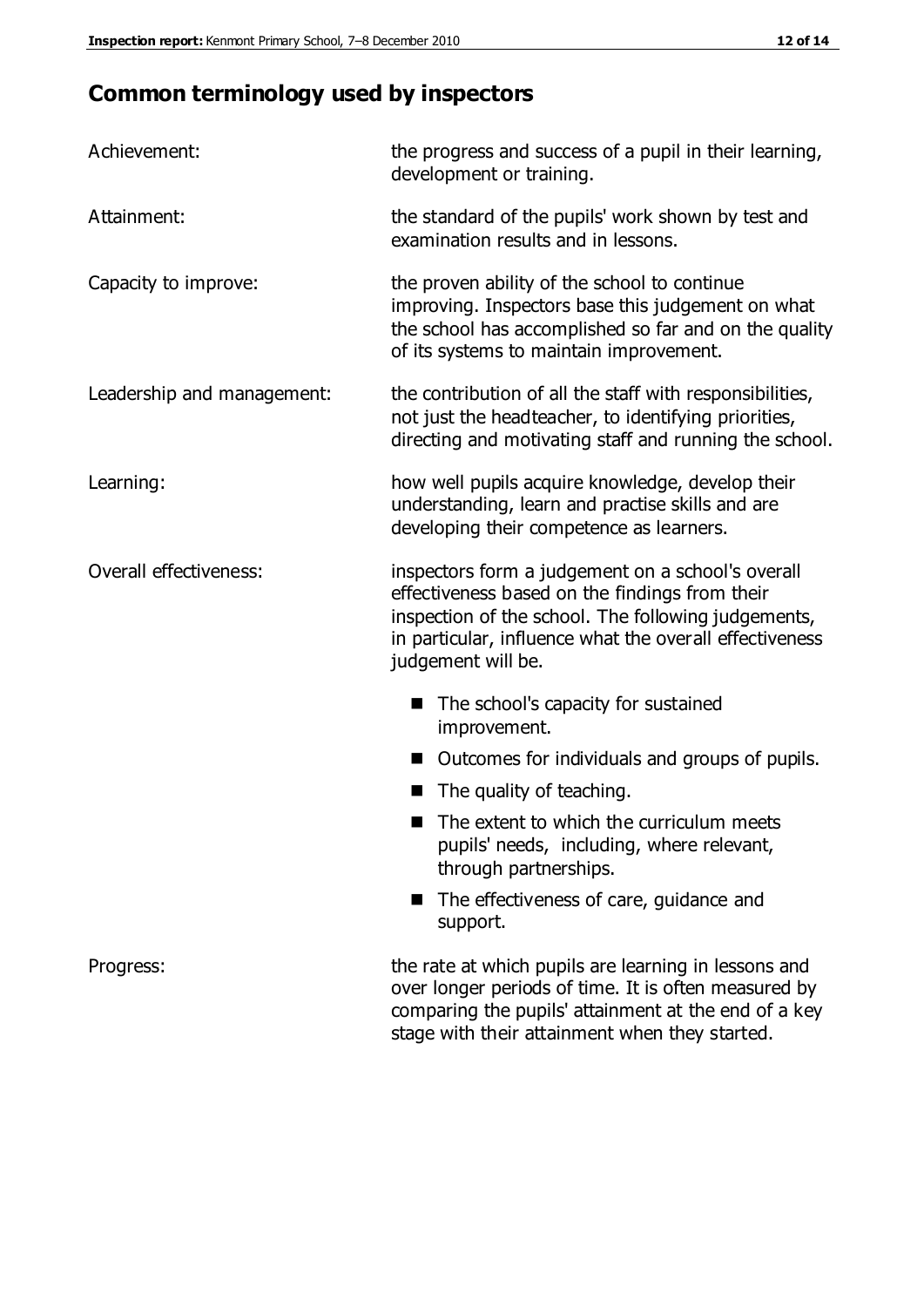## Common terminology used by inspectors

| | |
|---|---|
| Achievement: | the progress and success of a pupil in their learning, development or training. |
| Attainment: | the standard of the pupils' work shown by test and examination results and in lessons. |
| Capacity to improve: | the proven ability of the school to continue improving. Inspectors base this judgement on what the school has accomplished so far and on the quality of its systems to maintain improvement. |
| Leadership and management: | the contribution of all the staff with responsibilities, not just the headteacher, to identifying priorities, directing and motivating staff and running the school. |
| Learning: | how well pupils acquire knowledge, develop their understanding, learn and practise skills and are developing their competence as learners. |
| Overall effectiveness: | inspectors form a judgement on a school's overall effectiveness based on the findings from their inspection of the school. The following judgements, in particular, influence what the overall effectiveness judgement will be.<br>■ The school's capacity for sustained improvement.<br>■ Outcomes for individuals and groups of pupils.<br>■ The quality of teaching.<br>■ The extent to which the curriculum meets pupils' needs, including, where relevant, through partnerships.<br>■ The effectiveness of care, guidance and support. |
| Progress: | the rate at which pupils are learning in lessons and over longer periods of time. It is often measured by comparing the pupils' attainment at the end of a key stage with their attainment when they started. |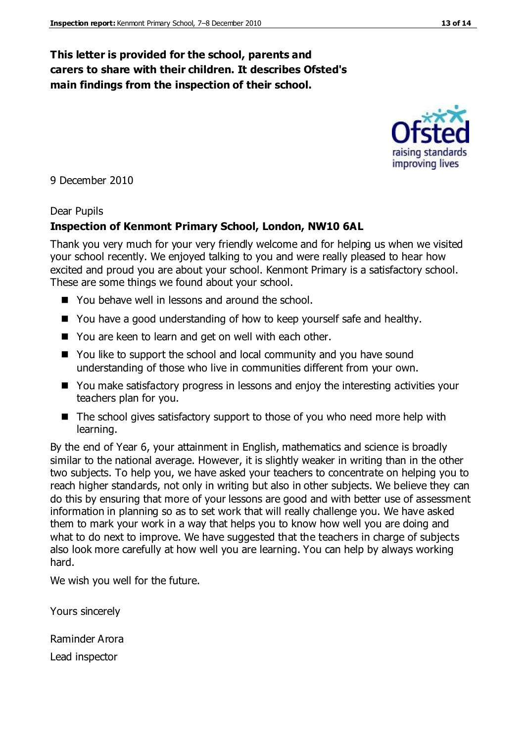**This letter is provided for the school, parents and carers to share with their children. It describes Ofsted's main findings from the inspection of their school.**

9 December 2010

Dear Pupils

**Inspection of Kenmont Primary School, London, NW10 6AL**

Thank you very much for your very friendly welcome and for helping us when we visited your school recently. We enjoyed talking to you and were really pleased to hear how excited and proud you are about your school. Kenmont Primary is a satisfactory school. These are some things we found about your school.

- You behave well in lessons and around the school.
- You have a good understanding of how to keep yourself safe and healthy.
- You are keen to learn and get on well with each other.
- You like to support the school and local community and you have sound understanding of those who live in communities different from your own.
- You make satisfactory progress in lessons and enjoy the interesting activities your teachers plan for you.
- The school gives satisfactory support to those of you who need more help with learning.

By the end of Year 6, your attainment in English, mathematics and science is broadly similar to the national average. However, it is slightly weaker in writing than in the other two subjects. To help you, we have asked your teachers to concentrate on helping you to reach higher standards, not only in writing but also in other subjects. We believe they can do this by ensuring that more of your lessons are good and with better use of assessment information in planning so as to set work that will really challenge you. We have asked them to mark your work in a way that helps you to know how well you are doing and what to do next to improve. We have suggested that the teachers in charge of subjects also look more carefully at how well you are learning. You can help by always working hard.

We wish you well for the future.

Yours sincerely

Raminder Arora

Lead inspector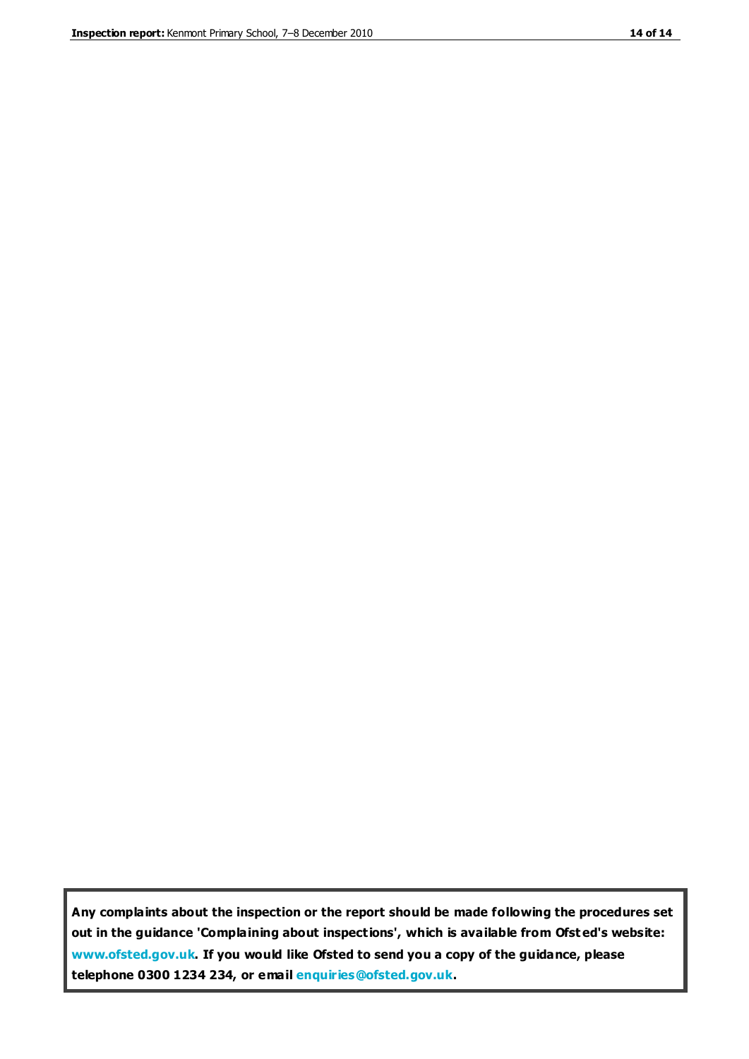**Any complaints about the inspection or the report should be made following the procedures set out in the guidance 'Complaining about inspections', which is available from Ofsted's website: www.ofsted.gov.uk. If you would like Ofsted to send you a copy of the guidance, please telephone 0300 1234 234, or email enquiries@ofsted.gov.uk.**